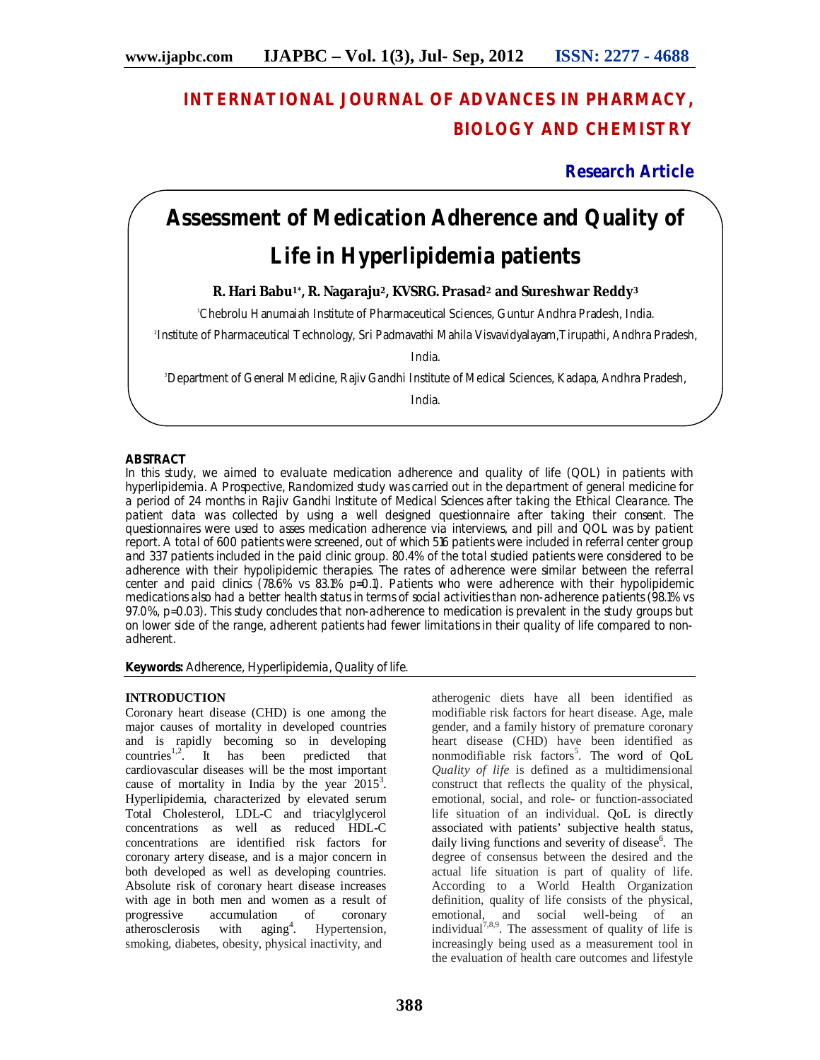# INTERNATIONAL JOURNAL OF ADVANCES IN PHARMACY, BIOLOGY AND CHEMISTRY

**Research Article**

# Assessment of Medication Adherence and Quality of Life in Hyperlipidemia patients

**R. Hari Babu[1]*, R. Nagaraju[2], KVSRG. Prasad[2] and Sureshwar Reddy[3]**

[1]Chebrolu Hanumaiah Institute of Pharmaceutical Sciences, Guntur Andhra Pradesh, India.

[2]Institute of Pharmaceutical Technology, Sri Padmavathi Mahila Visvavidyalayam,Tirupathi, Andhra Pradesh, India.

[3]Department of General Medicine, Rajiv Gandhi Institute of Medical Sciences, Kadapa, Andhra Pradesh, India.

## ABSTRACT

In this study, we aimed to evaluate medication adherence and quality of life (QOL) in patients with hyperlipidemia. A Prospective, Randomized study was carried out in the department of general medicine for a period of 24 months in Rajiv Gandhi Institute of Medical Sciences after taking the Ethical Clearance. The patient data was collected by using a well designed questionnaire after taking their consent. The questionnaires were used to asses medication adherence via interviews, and pill and QOL was by patient report. A total of 600 patients were screened, out of which 516 patients were included in referral center group and 337 patients included in the paid clinic group. 80.4% of the total studied patients were considered to be adherence with their hypolipidemic therapies. The rates of adherence were similar between the referral center and paid clinics (78.6% vs 83.1% p=0.1). Patients who were adherence with their hypolipidemic medications also had a better health status in terms of social activities than non-adherence patients (98.1% vs 97.0%, p=0.03). This study concludes that non-adherence to medication is prevalent in the study groups but on lower side of the range, adherent patients had fewer limitations in their quality of life compared to non-adherent.

**Keywords:** Adherence, Hyperlipidemia, Quality of life.

## INTRODUCTION

Coronary heart disease (CHD) is one among the major causes of mortality in developed countries and is rapidly becoming so in developing countries[1,2]. It has been predicted that cardiovascular diseases will be the most important cause of mortality in India by the year 2015[3]. Hyperlipidemia, characterized by elevated serum Total Cholesterol, LDL-C and triacylglycerol concentrations as well as reduced HDL-C concentrations are identified risk factors for coronary artery disease, and is a major concern in both developed as well as developing countries. Absolute risk of coronary heart disease increases with age in both men and women as a result of progressive accumulation of coronary atherosclerosis with aging[4]. Hypertension, smoking, diabetes, obesity, physical inactivity, and atherogenic diets have all been identified as modifiable risk factors for heart disease. Age, male gender, and a family history of premature coronary heart disease (CHD) have been identified as nonmodifiable risk factors[5]. The word of QoL *Quality of life* is defined as a multidimensional construct that reflects the quality of the physical, emotional, social, and role- or function-associated life situation of an individual. QoL is directly associated with patients' subjective health status, daily living functions and severity of disease[6]. The degree of consensus between the desired and the actual life situation is part of quality of life. According to a World Health Organization definition, quality of life consists of the physical, emotional, and social well-being of an individual[7,8,9]. The assessment of quality of life is increasingly being used as a measurement tool in the evaluation of health care outcomes and lifestyle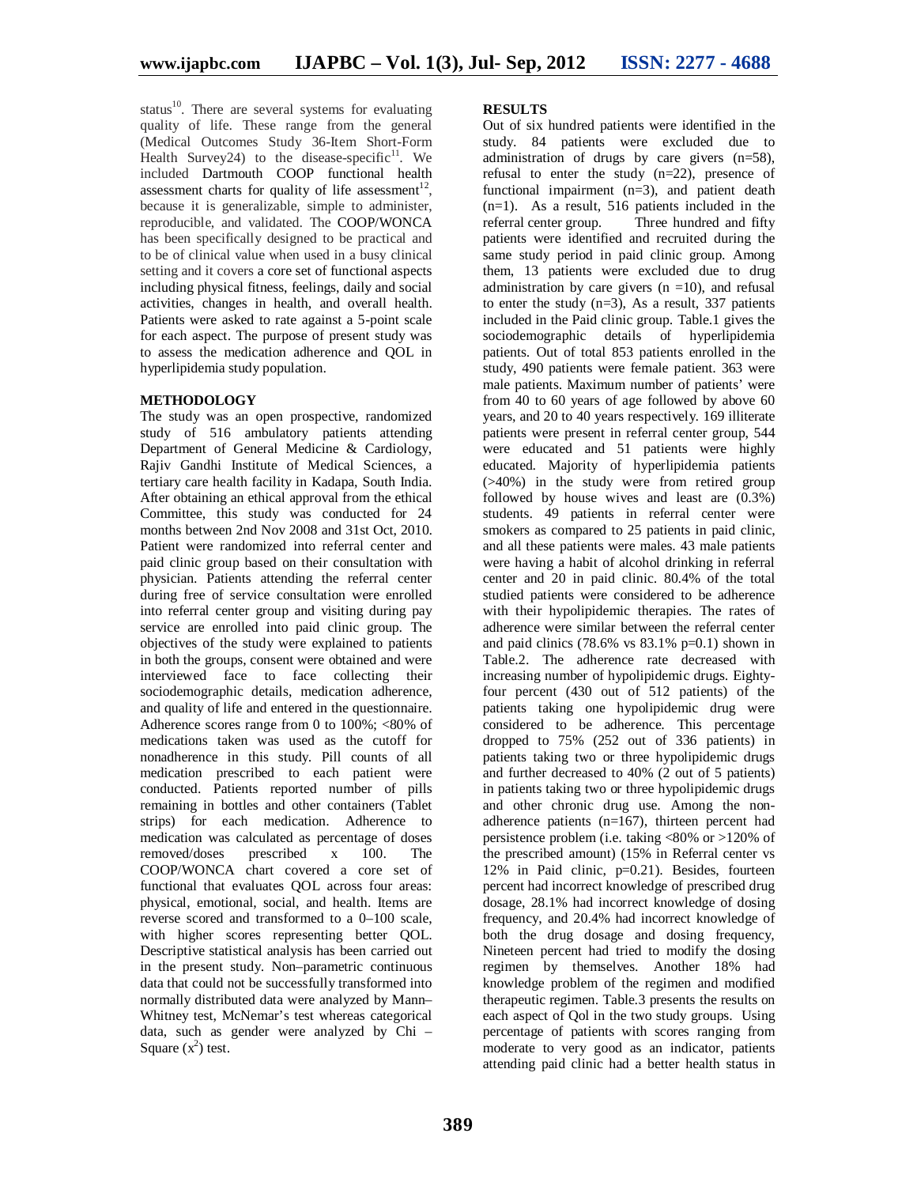status[10]. There are several systems for evaluating quality of life. These range from the general (Medical Outcomes Study 36-Item Short-Form Health Survey24) to the disease-specific[11]. We included Dartmouth COOP functional health assessment charts for quality of life assessment[12], because it is generalizable, simple to administer, reproducible, and validated. The COOP/WONCA has been specifically designed to be practical and to be of clinical value when used in a busy clinical setting and it covers a core set of functional aspects including physical fitness, feelings, daily and social activities, changes in health, and overall health. Patients were asked to rate against a 5-point scale for each aspect. The purpose of present study was to assess the medication adherence and QOL in hyperlipidemia study population.

**METHODOLOGY**

The study was an open prospective, randomized study of 516 ambulatory patients attending Department of General Medicine & Cardiology, Rajiv Gandhi Institute of Medical Sciences, a tertiary care health facility in Kadapa, South India. After obtaining an ethical approval from the ethical Committee, this study was conducted for 24 months between 2nd Nov 2008 and 31st Oct, 2010. Patient were randomized into referral center and paid clinic group based on their consultation with physician. Patients attending the referral center during free of service consultation were enrolled into referral center group and visiting during pay service are enrolled into paid clinic group. The objectives of the study were explained to patients in both the groups, consent were obtained and were interviewed face to face collecting their sociodemographic details, medication adherence, and quality of life and entered in the questionnaire. Adherence scores range from 0 to 100%; <80% of medications taken was used as the cutoff for nonadherence in this study. Pill counts of all medication prescribed to each patient were conducted. Patients reported number of pills remaining in bottles and other containers (Tablet strips) for each medication. Adherence to medication was calculated as percentage of doses removed/doses prescribed x 100. The COOP/WONCA chart covered a core set of functional that evaluates QOL across four areas: physical, emotional, social, and health. Items are reverse scored and transformed to a 0–100 scale, with higher scores representing better QOL. Descriptive statistical analysis has been carried out in the present study. Non–parametric continuous data that could not be successfully transformed into normally distributed data were analyzed by Mann–Whitney test, McNemar's test whereas categorical data, such as gender were analyzed by Chi – Square ($x^2$) test.

**RESULTS**

Out of six hundred patients were identified in the study. 84 patients were excluded due to administration of drugs by care givers (n=58), refusal to enter the study (n=22), presence of functional impairment (n=3), and patient death (n=1). As a result, 516 patients included in the referral center group. Three hundred and fifty patients were identified and recruited during the same study period in paid clinic group. Among them, 13 patients were excluded due to drug administration by care givers (n =10), and refusal to enter the study (n=3), As a result, 337 patients included in the Paid clinic group. Table.1 gives the sociodemographic details of hyperlipidemia patients. Out of total 853 patients enrolled in the study, 490 patients were female patient. 363 were male patients. Maximum number of patients' were from 40 to 60 years of age followed by above 60 years, and 20 to 40 years respectively. 169 illiterate patients were present in referral center group, 544 were educated and 51 patients were highly educated. Majority of hyperlipidemia patients (>40%) in the study were from retired group followed by house wives and least are (0.3%) students. 49 patients in referral center were smokers as compared to 25 patients in paid clinic, and all these patients were males. 43 male patients were having a habit of alcohol drinking in referral center and 20 in paid clinic. 80.4% of the total studied patients were considered to be adherence with their hypolipidemic therapies. The rates of adherence were similar between the referral center and paid clinics (78.6% vs 83.1% p=0.1) shown in Table.2. The adherence rate decreased with increasing number of hypolipidemic drugs. Eighty-four percent (430 out of 512 patients) of the patients taking one hypolipidemic drug were considered to be adherence. This percentage dropped to 75% (252 out of 336 patients) in patients taking two or three hypolipidemic drugs and further decreased to 40% (2 out of 5 patients) in patients taking two or three hypolipidemic drugs and other chronic drug use. Among the non-adherence patients (n=167), thirteen percent had persistence problem (i.e. taking <80% or >120% of the prescribed amount) (15% in Referral center vs 12% in Paid clinic, p=0.21). Besides, fourteen percent had incorrect knowledge of prescribed drug dosage, 28.1% had incorrect knowledge of dosing frequency, and 20.4% had incorrect knowledge of both the drug dosage and dosing frequency, Nineteen percent had tried to modify the dosing regimen by themselves. Another 18% had knowledge problem of the regimen and modified therapeutic regimen. Table.3 presents the results on each aspect of Qol in the two study groups. Using percentage of patients with scores ranging from moderate to very good as an indicator, patients attending paid clinic had a better health status in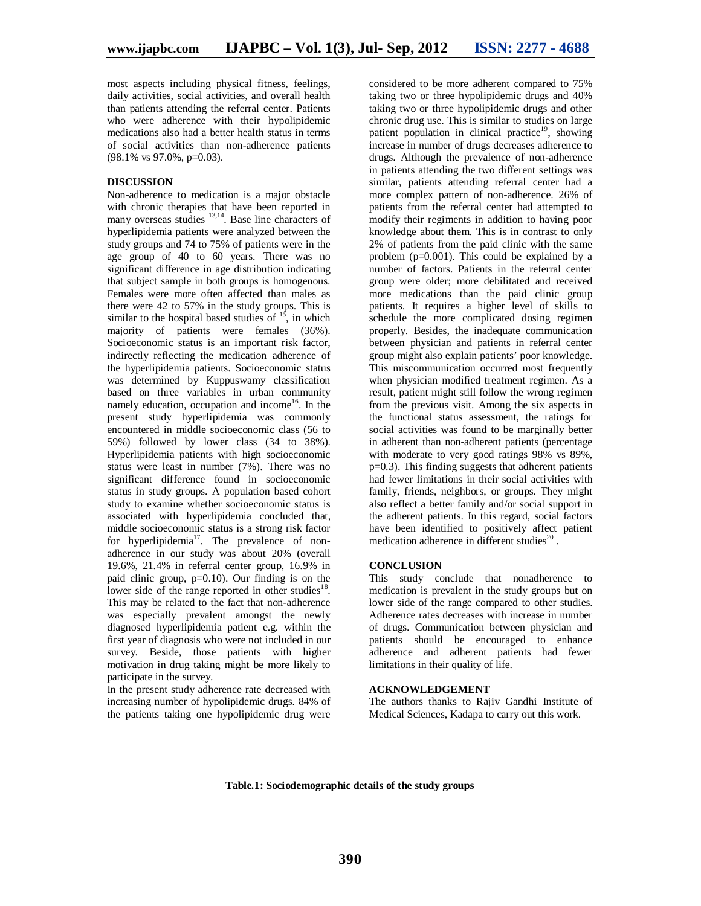most aspects including physical fitness, feelings, daily activities, social activities, and overall health than patients attending the referral center. Patients who were adherence with their hypolipidemic medications also had a better health status in terms of social activities than non-adherence patients (98.1% vs 97.0%, p=0.03).

## DISCUSSION

Non-adherence to medication is a major obstacle with chronic therapies that have been reported in many overseas studies [13,14]. Base line characters of hyperlipidemia patients were analyzed between the study groups and 74 to 75% of patients were in the age group of 40 to 60 years. There was no significant difference in age distribution indicating that subject sample in both groups is homogenous. Females were more often affected than males as there were 42 to 57% in the study groups. This is similar to the hospital based studies of [15], in which majority of patients were females (36%). Socioeconomic status is an important risk factor, indirectly reflecting the medication adherence of the hyperlipidemia patients. Socioeconomic status was determined by Kuppuswamy classification based on three variables in urban community namely education, occupation and income[16]. In the present study hyperlipidemia was commonly encountered in middle socioeconomic class (56 to 59%) followed by lower class (34 to 38%). Hyperlipidemia patients with high socioeconomic status were least in number (7%). There was no significant difference found in socioeconomic status in study groups. A population based cohort study to examine whether socioeconomic status is associated with hyperlipidemia concluded that, middle socioeconomic status is a strong risk factor for hyperlipidemia[17]. The prevalence of non-adherence in our study was about 20% (overall 19.6%, 21.4% in referral center group, 16.9% in paid clinic group, p=0.10). Our finding is on the lower side of the range reported in other studies[18]. This may be related to the fact that non-adherence was especially prevalent amongst the newly diagnosed hyperlipidemia patient e.g. within the first year of diagnosis who were not included in our survey. Beside, those patients with higher motivation in drug taking might be more likely to participate in the survey.

In the present study adherence rate decreased with increasing number of hypolipidemic drugs. 84% of the patients taking one hypolipidemic drug were considered to be more adherent compared to 75% taking two or three hypolipidemic drugs and 40% taking two or three hypolipidemic drugs and other chronic drug use. This is similar to studies on large patient population in clinical practice[19], showing increase in number of drugs decreases adherence to drugs. Although the prevalence of non-adherence in patients attending the two different settings was similar, patients attending referral center had a more complex pattern of non-adherence. 26% of patients from the referral center had attempted to modify their regiments in addition to having poor knowledge about them. This is in contrast to only 2% of patients from the paid clinic with the same problem (p=0.001). This could be explained by a number of factors. Patients in the referral center group were older; more debilitated and received more medications than the paid clinic group patients. It requires a higher level of skills to schedule the more complicated dosing regimen properly. Besides, the inadequate communication between physician and patients in referral center group might also explain patients' poor knowledge. This miscommunication occurred most frequently when physician modified treatment regimen. As a result, patient might still follow the wrong regimen from the previous visit. Among the six aspects in the functional status assessment, the ratings for social activities was found to be marginally better in adherent than non-adherent patients (percentage with moderate to very good ratings 98% vs 89%, p=0.3). This finding suggests that adherent patients had fewer limitations in their social activities with family, friends, neighbors, or groups. They might also reflect a better family and/or social support in the adherent patients. In this regard, social factors have been identified to positively affect patient medication adherence in different studies[20].

## CONCLUSION

This study conclude that nonadherence to medication is prevalent in the study groups but on lower side of the range compared to other studies. Adherence rates decreases with increase in number of drugs. Communication between physician and patients should be encouraged to enhance adherence and adherent patients had fewer limitations in their quality of life.

## ACKNOWLEDGEMENT

The authors thanks to Rajiv Gandhi Institute of Medical Sciences, Kadapa to carry out this work.

**Table.1: Sociodemographic details of the study groups**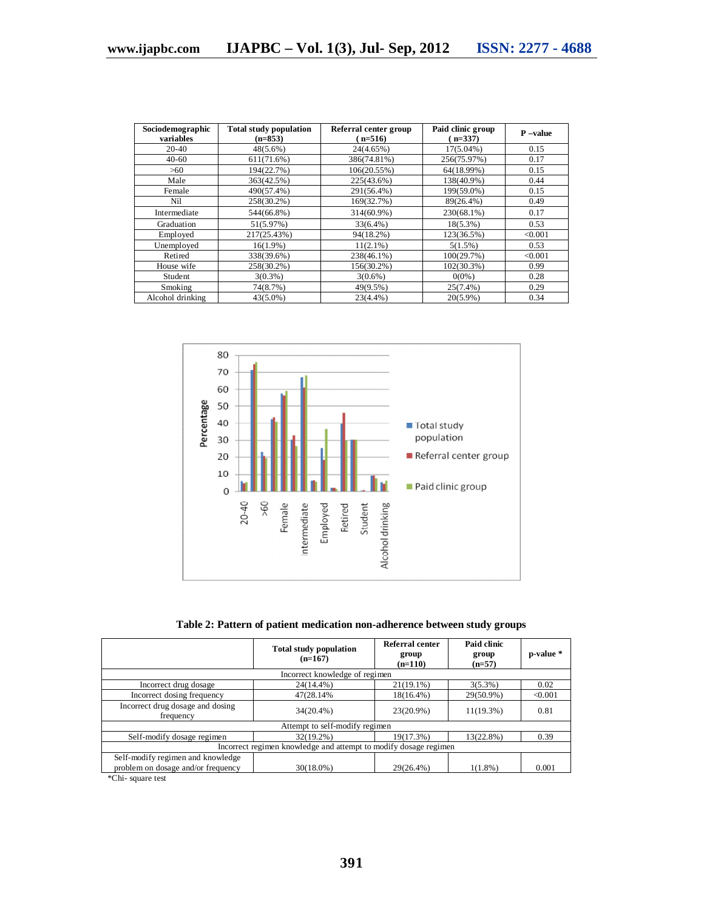| Sociodemographic variables | Total study population (n=853) | Referral center group ( n=516) | Paid clinic group ( n=337) | P –value |
|---|---|---|---|---|
| 20-40 | 48(5.6%) | 24(4.65%) | 17(5.04%) | 0.15 |
| 40-60 | 611(71.6%) | 386(74.81%) | 256(75.97%) | 0.17 |
| >60 | 194(22.7%) | 106(20.55%) | 64(18.99%) | 0.15 |
| Male | 363(42.5%) | 225(43.6%) | 138(40.9%) | 0.44 |
| Female | 490(57.4%) | 291(56.4%) | 199(59.0%) | 0.15 |
| Nil | 258(30.2%) | 169(32.7%) | 89(26.4%) | 0.49 |
| Intermediate | 544(66.8%) | 314(60.9%) | 230(68.1%) | 0.17 |
| Graduation | 51(5.97%) | 33(6.4%) | 18(5.3%) | 0.53 |
| Employed | 217(25.43%) | 94(18.2%) | 123(36.5%) | <0.001 |
| Unemployed | 16(1.9%) | 11(2.1%) | 5(1.5%) | 0.53 |
| Retired | 338(39.6%) | 238(46.1%) | 100(29.7%) | <0.001 |
| House wife | 258(30.2%) | 156(30.2%) | 102(30.3%) | 0.99 |
| Student | 3(0.3%) | 3(0.6%) | 0(0%) | 0.28 |
| Smoking | 74(8.7%) | 49(9.5%) | 25(7.4%) | 0.29 |
| Alcohol drinking | 43(5.0%) | 23(4.4%) | 20(5.9%) | 0.34 |

**Table 2: Pattern of patient medication non-adherence between study groups**

| | Total study population (n=167) | Referral center group (n=110) | Paid clinic group (n=57) | p-value * |
|---|---|---|---|---|
| Incorrect knowledge of regimen | | | | |
| Incorrect drug dosage | 24(14.4%) | 21(19.1%) | 3(5.3%) | 0.02 |
| Incorrect dosing frequency | 47(28.14% | 18(16.4%) | 29(50.9%) | <0.001 |
| Incorrect drug dosage and dosing frequency | 34(20.4%) | 23(20.9%) | 11(19.3%) | 0.81 |
| Attempt to self-modify regimen | | | | |
| Self-modify dosage regimen | 32(19.2%) | 19(17.3%) | 13(22.8%) | 0.39 |
| Incorrect regimen knowledge and attempt to modify dosage regimen | | | | |
| Self-modify regimen and knowledge problem on dosage and/or frequency | 30(18.0%) | 29(26.4%) | 1(1.8%) | 0.001 |

*Chi- square test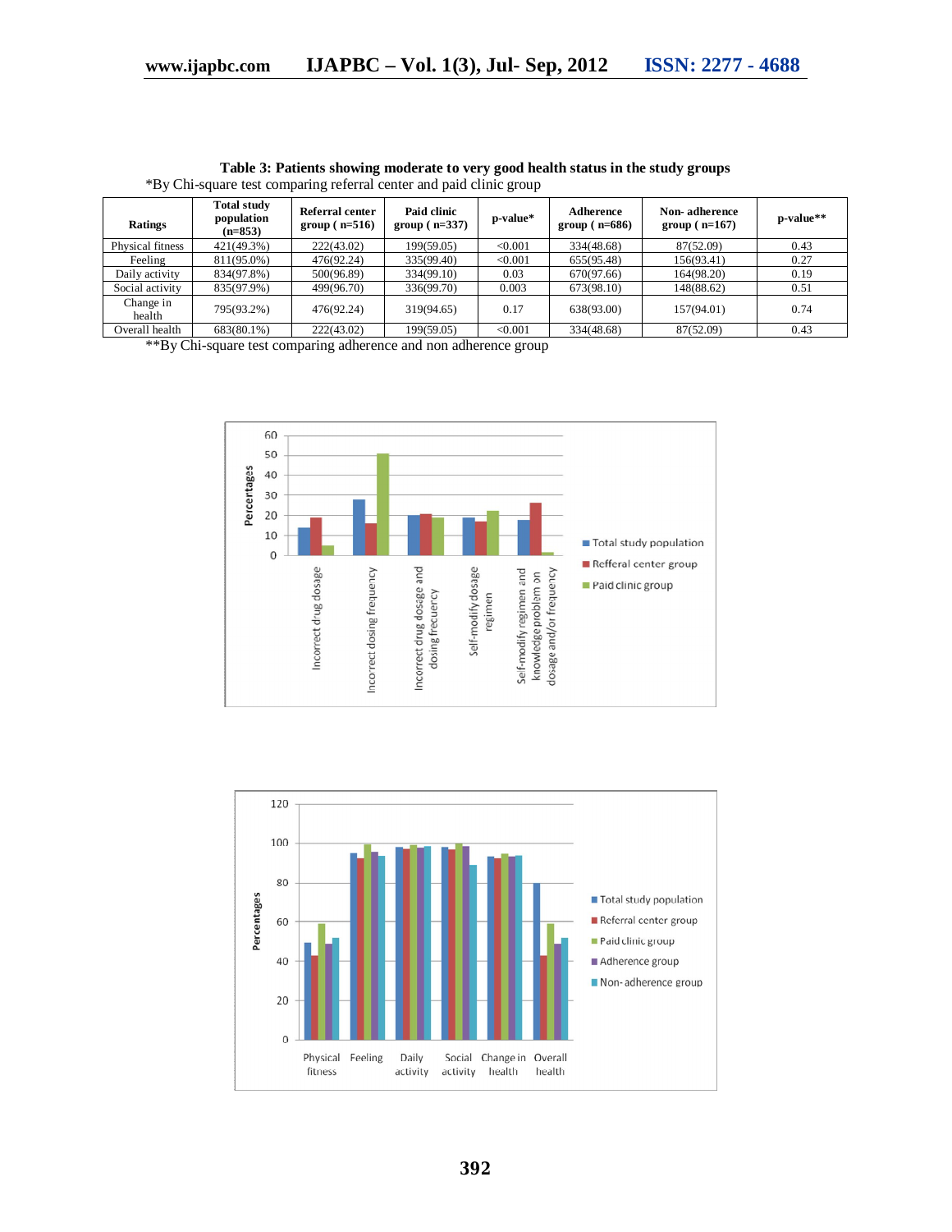**Table 3: Patients showing moderate to very good health status in the study groups**

*By Chi-square test comparing referral center and paid clinic group

| Ratings | Total study population (n=853) | Referral center group ( n=516) | Paid clinic group ( n=337) | p-value* | Adherence group ( n=686) | Non- adherence group ( n=167) | p-value** |
|---|---|---|---|---|---|---|---|
| Physical fitness | 421(49.3%) | 222(43.02) | 199(59.05) | <0.001 | 334(48.68) | 87(52.09) | 0.43 |
| Feeling | 811(95.0%) | 476(92.24) | 335(99.40) | <0.001 | 655(95.48) | 156(93.41) | 0.27 |
| Daily activity | 834(97.8%) | 500(96.89) | 334(99.10) | 0.03 | 670(97.66) | 164(98.20) | 0.19 |
| Social activity | 835(97.9%) | 499(96.70) | 336(99.70) | 0.003 | 673(98.10) | 148(88.62) | 0.51 |
| Change in health | 795(93.2%) | 476(92.24) | 319(94.65) | 0.17 | 638(93.00) | 157(94.01) | 0.74 |
| Overall health | 683(80.1%) | 222(43.02) | 199(59.05) | <0.001 | 334(48.68) | 87(52.09) | 0.43 |

**By Chi-square test comparing adherence and non adherence group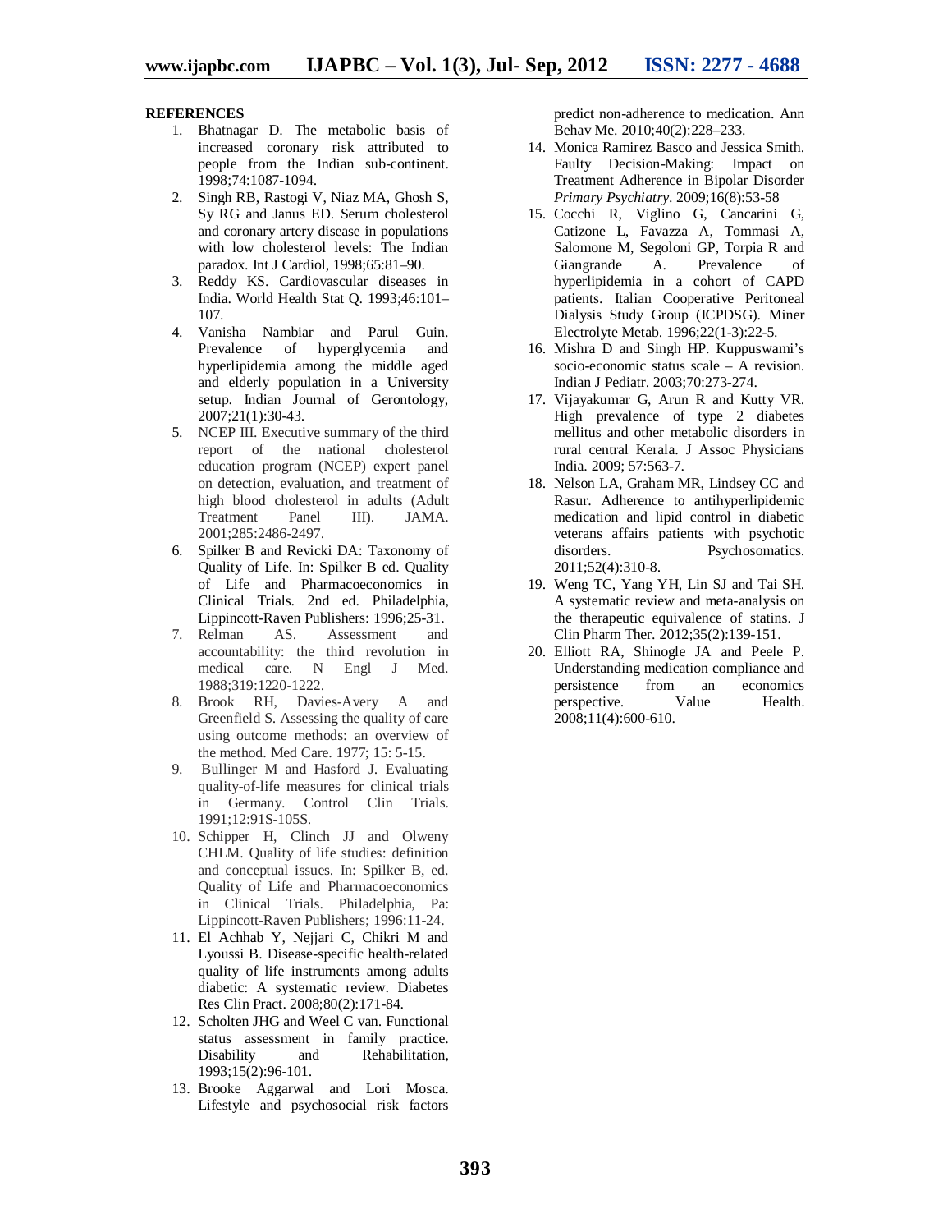## REFERENCES

1. Bhatnagar D. The metabolic basis of increased coronary risk attributed to people from the Indian sub-continent. 1998;74:1087-1094.
2. Singh RB, Rastogi V, Niaz MA, Ghosh S, Sy RG and Janus ED. Serum cholesterol and coronary artery disease in populations with low cholesterol levels: The Indian paradox. Int J Cardiol, 1998;65:81–90.
3. Reddy KS. Cardiovascular diseases in India. World Health Stat Q. 1993;46:101–107.
4. Vanisha Nambiar and Parul Guin. Prevalence of hyperglycemia and hyperlipidemia among the middle aged and elderly population in a University setup. Indian Journal of Gerontology, 2007;21(1):30-43.
5. NCEP III. Executive summary of the third report of the national cholesterol education program (NCEP) expert panel on detection, evaluation, and treatment of high blood cholesterol in adults (Adult Treatment Panel III). JAMA. 2001;285:2486-2497.
6. Spilker B and Revicki DA: Taxonomy of Quality of Life. In: Spilker B ed. Quality of Life and Pharmacoeconomics in Clinical Trials. 2nd ed. Philadelphia, Lippincott-Raven Publishers: 1996;25-31.
7. Relman AS. Assessment and accountability: the third revolution in medical care. N Engl J Med. 1988;319:1220-1222.
8. Brook RH, Davies-Avery A and Greenfield S. Assessing the quality of care using outcome methods: an overview of the method. Med Care. 1977; 15: 5-15.
9. Bullinger M and Hasford J. Evaluating quality-of-life measures for clinical trials in Germany. Control Clin Trials. 1991;12:91S-105S.
10. Schipper H, Clinch JJ and Olweny CHLM. Quality of life studies: definition and conceptual issues. In: Spilker B, ed. Quality of Life and Pharmacoeconomics in Clinical Trials. Philadelphia, Pa: Lippincott-Raven Publishers; 1996:11-24.
11. El Achhab Y, Nejjari C, Chikri M and Lyoussi B. Disease-specific health-related quality of life instruments among adults diabetic: A systematic review. Diabetes Res Clin Pract. 2008;80(2):171-84.
12. Scholten JHG and Weel C van. Functional status assessment in family practice. Disability and Rehabilitation, 1993;15(2):96-101.
13. Brooke Aggarwal and Lori Mosca. Lifestyle and psychosocial risk factors predict non-adherence to medication. Ann Behav Me. 2010;40(2):228–233.
14. Monica Ramirez Basco and Jessica Smith. Faulty Decision-Making: Impact on Treatment Adherence in Bipolar Disorder *Primary Psychiatry*. 2009;16(8):53-58
15. Cocchi R, Viglino G, Cancarini G, Catizone L, Favazza A, Tommasi A, Salomone M, Segoloni GP, Torpia R and Giangrande A. Prevalence of hyperlipidemia in a cohort of CAPD patients. Italian Cooperative Peritoneal Dialysis Study Group (ICPDSG). Miner Electrolyte Metab. 1996;22(1-3):22-5.
16. Mishra D and Singh HP. Kuppuswami's socio-economic status scale – A revision. Indian J Pediatr. 2003;70:273-274.
17. Vijayakumar G, Arun R and Kutty VR. High prevalence of type 2 diabetes mellitus and other metabolic disorders in rural central Kerala. J Assoc Physicians India. 2009; 57:563-7.
18. Nelson LA, Graham MR, Lindsey CC and Rasur. Adherence to antihyperlipidemic medication and lipid control in diabetic veterans affairs patients with psychotic disorders. Psychosomatics. 2011;52(4):310-8.
19. Weng TC, Yang YH, Lin SJ and Tai SH. A systematic review and meta-analysis on the therapeutic equivalence of statins. J Clin Pharm Ther. 2012;35(2):139-151.
20. Elliott RA, Shinogle JA and Peele P. Understanding medication compliance and persistence from an economics perspective. Value Health. 2008;11(4):600-610.